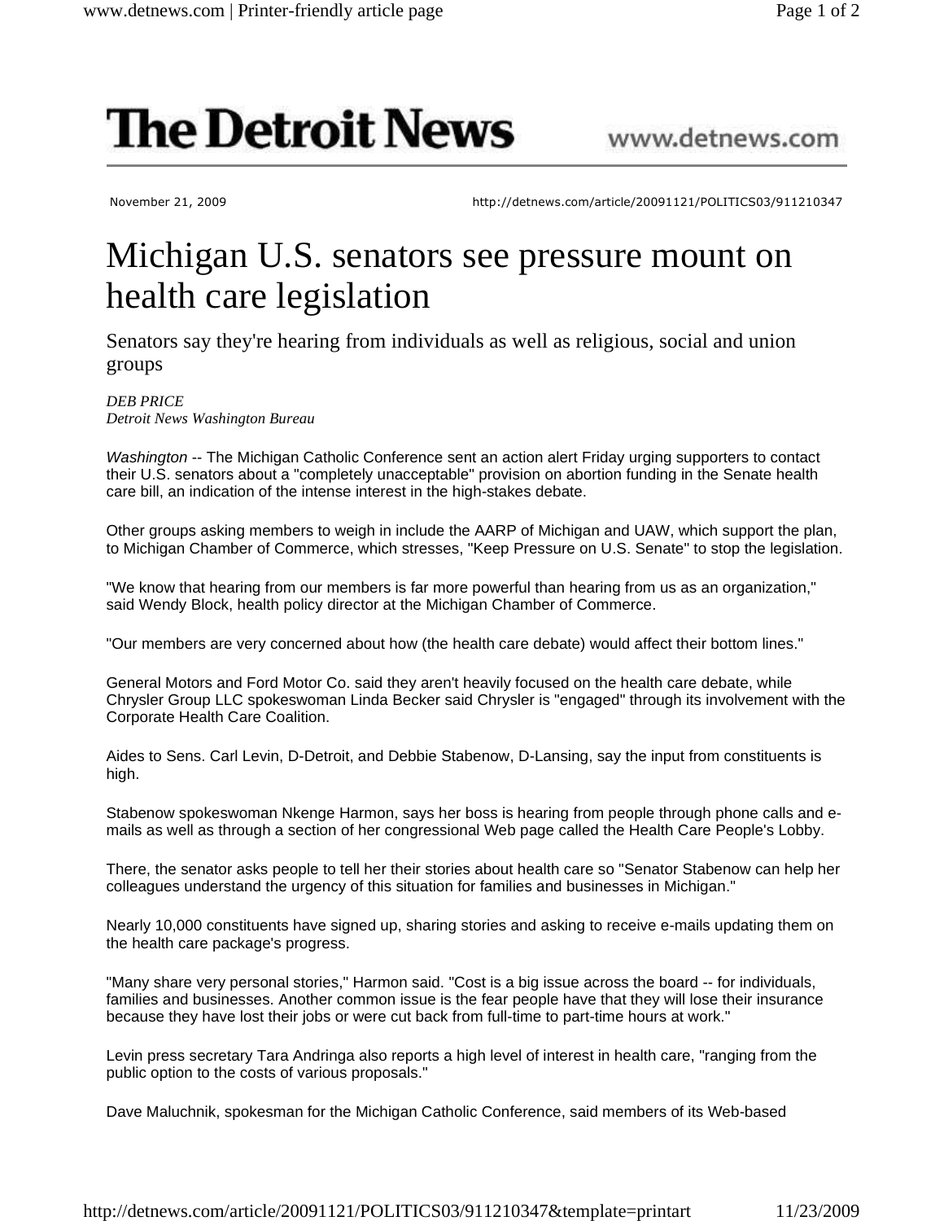# The Detroit News

www.detnews.com

November 21, 2009 http://detnews.com/article/20091121/POLITICS03/911210347

# Michigan U.S. senators see pressure mount on health care legislation

## Senators say they're hearing from individuals as well as religious, social and union groups

*DEB PRICE*
*Detroit News Washington Bureau*

*Washington* -- The Michigan Catholic Conference sent an action alert Friday urging supporters to contact their U.S. senators about a "completely unacceptable" provision on abortion funding in the Senate health care bill, an indication of the intense interest in the high-stakes debate.

Other groups asking members to weigh in include the AARP of Michigan and UAW, which support the plan, to Michigan Chamber of Commerce, which stresses, "Keep Pressure on U.S. Senate" to stop the legislation.

"We know that hearing from our members is far more powerful than hearing from us as an organization," said Wendy Block, health policy director at the Michigan Chamber of Commerce.

"Our members are very concerned about how (the health care debate) would affect their bottom lines."

General Motors and Ford Motor Co. said they aren't heavily focused on the health care debate, while Chrysler Group LLC spokeswoman Linda Becker said Chrysler is "engaged" through its involvement with the Corporate Health Care Coalition.

Aides to Sens. Carl Levin, D-Detroit, and Debbie Stabenow, D-Lansing, say the input from constituents is high.

Stabenow spokeswoman Nkenge Harmon, says her boss is hearing from people through phone calls and e-mails as well as through a section of her congressional Web page called the Health Care People's Lobby.

There, the senator asks people to tell her their stories about health care so "Senator Stabenow can help her colleagues understand the urgency of this situation for families and businesses in Michigan."

Nearly 10,000 constituents have signed up, sharing stories and asking to receive e-mails updating them on the health care package's progress.

"Many share very personal stories," Harmon said. "Cost is a big issue across the board -- for individuals, families and businesses. Another common issue is the fear people have that they will lose their insurance because they have lost their jobs or were cut back from full-time to part-time hours at work."

Levin press secretary Tara Andringa also reports a high level of interest in health care, "ranging from the public option to the costs of various proposals."

Dave Maluchnik, spokesman for the Michigan Catholic Conference, said members of its Web-based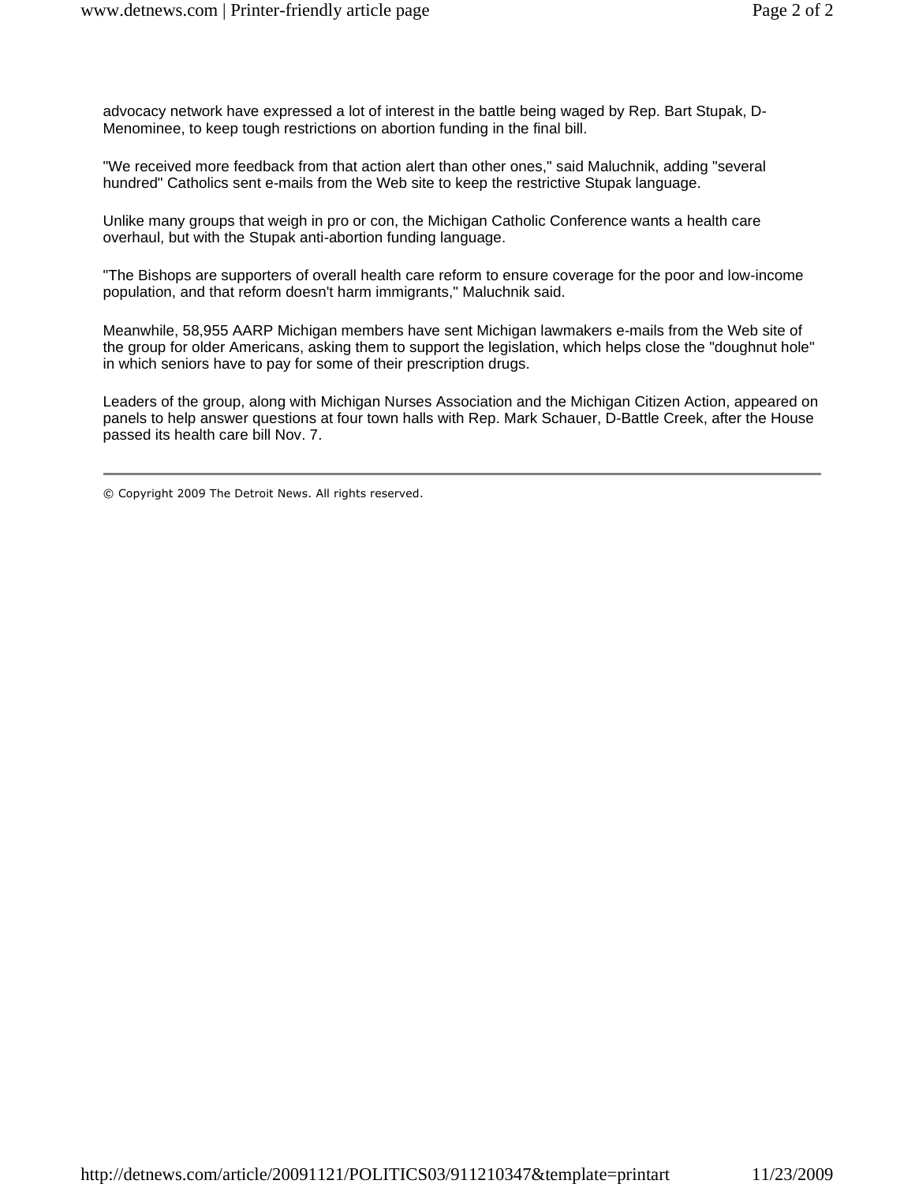advocacy network have expressed a lot of interest in the battle being waged by Rep. Bart Stupak, D-Menominee, to keep tough restrictions on abortion funding in the final bill.

"We received more feedback from that action alert than other ones," said Maluchnik, adding "several hundred" Catholics sent e-mails from the Web site to keep the restrictive Stupak language.

Unlike many groups that weigh in pro or con, the Michigan Catholic Conference wants a health care overhaul, but with the Stupak anti-abortion funding language.

"The Bishops are supporters of overall health care reform to ensure coverage for the poor and low-income population, and that reform doesn't harm immigrants," Maluchnik said.

Meanwhile, 58,955 AARP Michigan members have sent Michigan lawmakers e-mails from the Web site of the group for older Americans, asking them to support the legislation, which helps close the "doughnut hole" in which seniors have to pay for some of their prescription drugs.

Leaders of the group, along with Michigan Nurses Association and the Michigan Citizen Action, appeared on panels to help answer questions at four town halls with Rep. Mark Schauer, D-Battle Creek, after the House passed its health care bill Nov. 7.

---

© Copyright 2009 The Detroit News. All rights reserved.